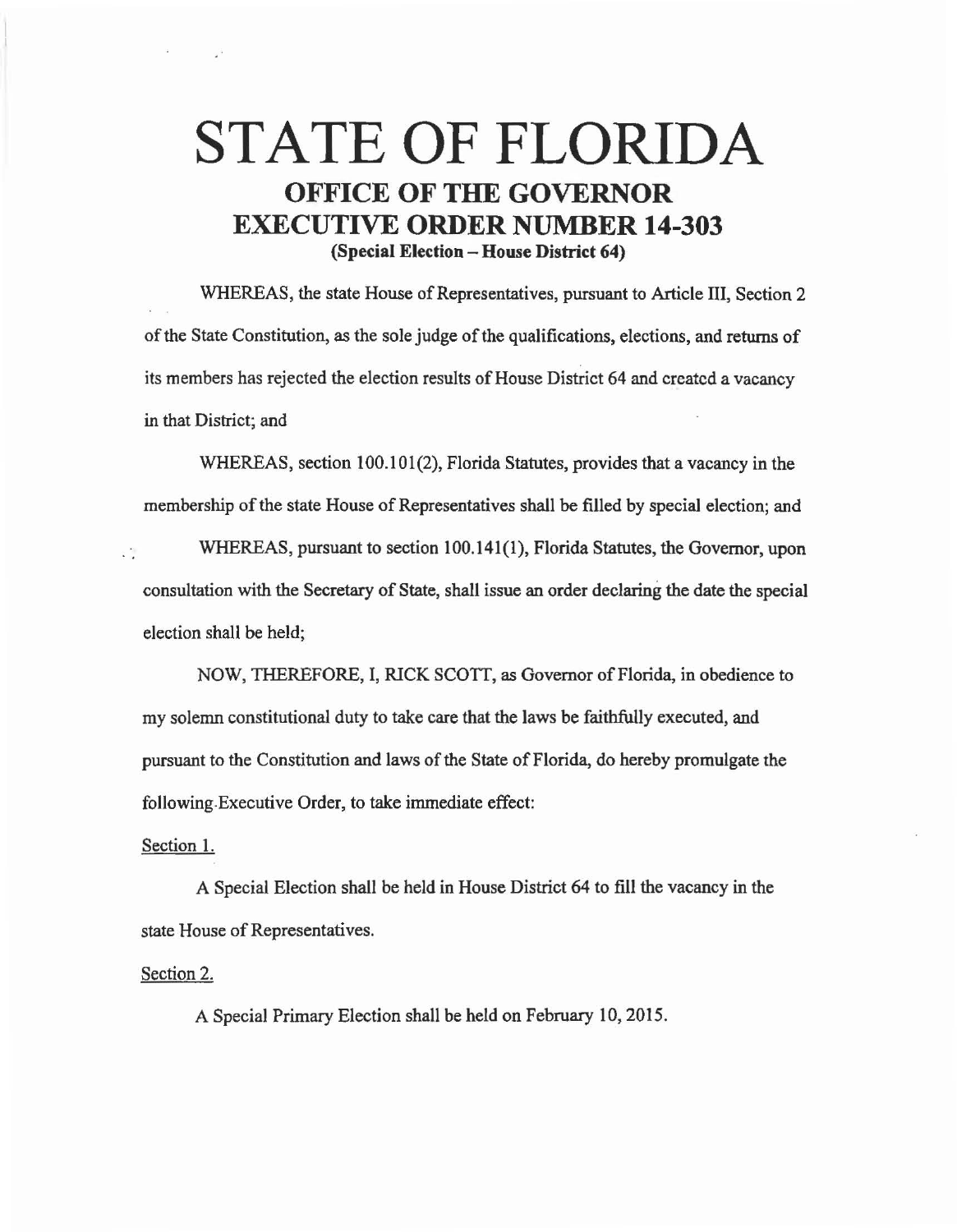# STATE OF FLORIDA

## OFFICE OF THE GOVERNOR
## EXECUTIVE ORDER NUMBER 14-303
### (Special Election – House District 64)

WHEREAS, the state House of Representatives, pursuant to Article III, Section 2 of the State Constitution, as the sole judge of the qualifications, elections, and returns of its members has rejected the election results of House District 64 and created a vacancy in that District; and

WHEREAS, section 100.101(2), Florida Statutes, provides that a vacancy in the membership of the state House of Representatives shall be filled by special election; and

WHEREAS, pursuant to section 100.141(1), Florida Statutes, the Governor, upon consultation with the Secretary of State, shall issue an order declaring the date the special election shall be held;

NOW, THEREFORE, I, RICK SCOTT, as Governor of Florida, in obedience to my solemn constitutional duty to take care that the laws be faithfully executed, and pursuant to the Constitution and laws of the State of Florida, do hereby promulgate the following Executive Order, to take immediate effect:

Section 1.

A Special Election shall be held in House District 64 to fill the vacancy in the state House of Representatives.

Section 2.

A Special Primary Election shall be held on February 10, 2015.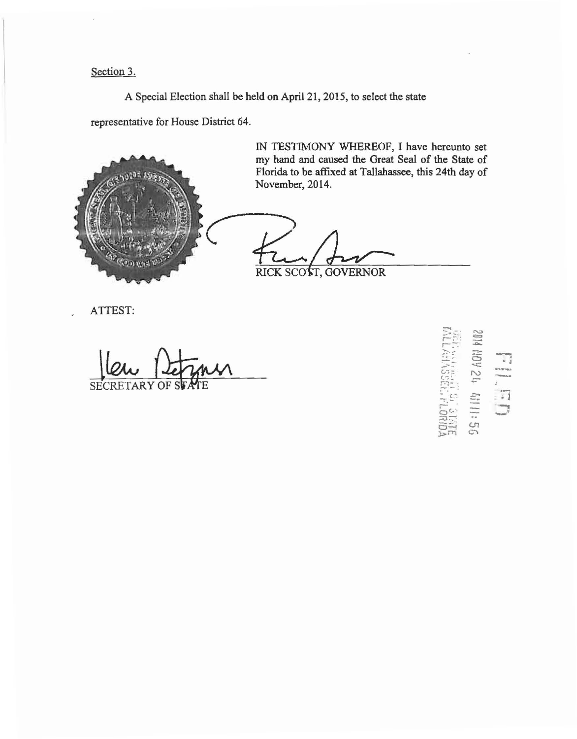Section 3.

A Special Election shall be held on April 21, 2015, to select the state representative for House District 64.

IN TESTIMONY WHEREOF, I have hereunto set my hand and caused the Great Seal of the State of Florida to be affixed at Tallahassee, this 24th day of November, 2014.

RICK SCOTT, GOVERNOR

ATTEST:

SECRETARY OF STATE

FILED

2014 NOV 24 AM 11:56

DEPARTMENT OF STATE
TALLAHASSEE, FLORIDA